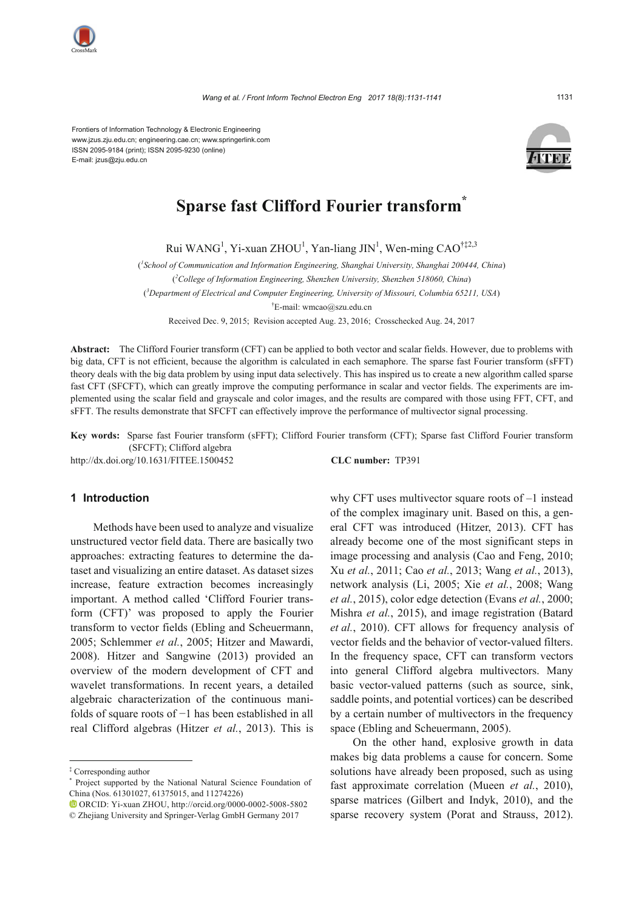Frontiers of Information Technology & Electronic Engineering
www.jzus.zju.edu.cn; engineering.cae.cn; www.springerlink.com
ISSN 2095-9184 (print); ISSN 2095-9230 (online)
E-mail: jzus@zju.edu.cn

# Sparse fast Clifford Fourier transform*

Rui WANG[1], Yi-xuan ZHOU[1], Yan-liang JIN[1], Wen-ming CAO[†‡2,3]

([1]*School of Communication and Information Engineering, Shanghai University, Shanghai 200444, China*)

([2]*College of Information Engineering, Shenzhen University, Shenzhen 518060, China*)

([3]*Department of Electrical and Computer Engineering, University of Missouri, Columbia 65211, USA*)

[†]E-mail: wmcao@szu.edu.cn

Received Dec. 9, 2015; Revision accepted Aug. 23, 2016; Crosschecked Aug. 24, 2017

**Abstract:** The Clifford Fourier transform (CFT) can be applied to both vector and scalar fields. However, due to problems with big data, CFT is not efficient, because the algorithm is calculated in each semaphore. The sparse fast Fourier transform (sFFT) theory deals with the big data problem by using input data selectively. This has inspired us to create a new algorithm called sparse fast CFT (SFCFT), which can greatly improve the computing performance in scalar and vector fields. The experiments are implemented using the scalar field and grayscale and color images, and the results are compared with those using FFT, CFT, and sFFT. The results demonstrate that SFCFT can effectively improve the performance of multivector signal processing.

**Key words:** Sparse fast Fourier transform (sFFT); Clifford Fourier transform (CFT); Sparse fast Clifford Fourier transform (SFCFT); Clifford algebra

http://dx.doi.org/10.1631/FITEE.1500452 **CLC number:** TP391

## 1 Introduction

Methods have been used to analyze and visualize unstructured vector field data. There are basically two approaches: extracting features to determine the dataset and visualizing an entire dataset. As dataset sizes increase, feature extraction becomes increasingly important. A method called 'Clifford Fourier transform (CFT)' was proposed to apply the Fourier transform to vector fields (Ebling and Scheuermann, 2005; Schlemmer *et al.*, 2005; Hitzer and Mawardi, 2008). Hitzer and Sangwine (2013) provided an overview of the modern development of CFT and wavelet transformations. In recent years, a detailed algebraic characterization of the continuous manifolds of square roots of −1 has been established in all real Clifford algebras (Hitzer *et al.*, 2013). This is why CFT uses multivector square roots of –1 instead of the complex imaginary unit. Based on this, a general CFT was introduced (Hitzer, 2013). CFT has already become one of the most significant steps in image processing and analysis (Cao and Feng, 2010; Xu *et al.*, 2011; Cao *et al.*, 2013; Wang *et al.*, 2013), network analysis (Li, 2005; Xie *et al.*, 2008; Wang *et al.*, 2015), color edge detection (Evans *et al.*, 2000; Mishra *et al.*, 2015), and image registration (Batard *et al.*, 2010). CFT allows for frequency analysis of vector fields and the behavior of vector-valued filters. In the frequency space, CFT can transform vectors into general Clifford algebra multivectors. Many basic vector-valued patterns (such as source, sink, saddle points, and potential vortices) can be described by a certain number of multivectors in the frequency space (Ebling and Scheuermann, 2005).

On the other hand, explosive growth in data makes big data problems a cause for concern. Some solutions have already been proposed, such as using fast approximate correlation (Mueen *et al.*, 2010), sparse matrices (Gilbert and Indyk, 2010), and the sparse recovery system (Porat and Strauss, 2012).

---

‡ Corresponding author

\* Project supported by the National Natural Science Foundation of China (Nos. 61301027, 61375015, and 11274226)

ORCID: Yi-xuan ZHOU, http://orcid.org/0000-0002-5008-5802

© Zhejiang University and Springer-Verlag GmbH Germany 2017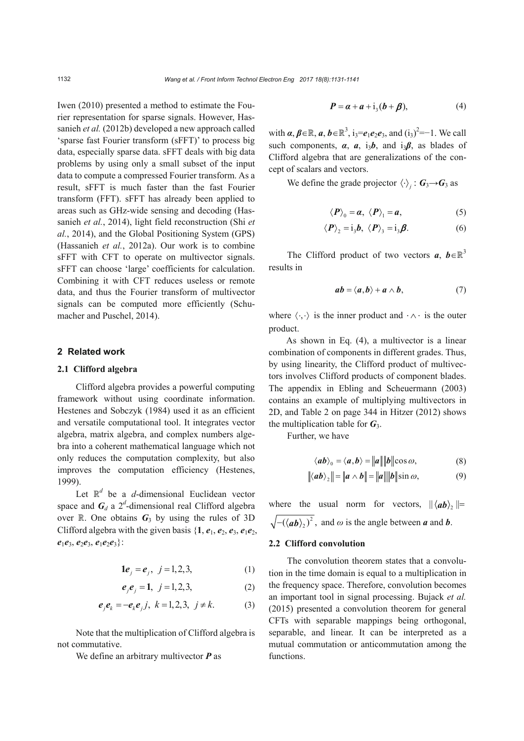Iwen (2010) presented a method to estimate the Fourier representation for sparse signals. However, Hassanieh *et al.* (2012b) developed a new approach called 'sparse fast Fourier transform (sFFT)' to process big data, especially sparse data. sFFT deals with big data problems by using only a small subset of the input data to compute a compressed Fourier transform. As a result, sFFT is much faster than the fast Fourier transform (FFT). sFFT has already been applied to areas such as GHz-wide sensing and decoding (Hassanieh *et al.*, 2014), light field reconstruction (Shi *et al.*, 2014), and the Global Positioning System (GPS) (Hassanieh *et al.*, 2012a). Our work is to combine sFFT with CFT to operate on multivector signals. sFFT can choose 'large' coefficients for calculation. Combining it with CFT reduces useless or remote data, and thus the Fourier transform of multivector signals can be computed more efficiently (Schumacher and Puschel, 2014).

## 2 Related work

### 2.1 Clifford algebra

Clifford algebra provides a powerful computing framework without using coordinate information. Hestenes and Sobczyk (1984) used it as an efficient and versatile computational tool. It integrates vector algebra, matrix algebra, and complex numbers algebra into a coherent mathematical language which not only reduces the computation complexity, but also improves the computation efficiency (Hestenes, 1999).

Let $\mathbb{R}^d$ be a $d$-dimensional Euclidean vector space and $\boldsymbol{G}_d$ a $2^d$-dimensional real Clifford algebra over $\mathbb{R}$. One obtains $\boldsymbol{G}_3$ by using the rules of 3D Clifford algebra with the given basis {$\mathbf{1}$, $\boldsymbol{e}_1$, $\boldsymbol{e}_2$, $\boldsymbol{e}_3$, $\boldsymbol{e}_1\boldsymbol{e}_2$, $\boldsymbol{e}_1\boldsymbol{e}_3$, $\boldsymbol{e}_2\boldsymbol{e}_3$, $\boldsymbol{e}_1\boldsymbol{e}_2\boldsymbol{e}_3$}:

$$\mathbf{1}\boldsymbol{e}_j = \boldsymbol{e}_j,\ \ j=1,2,3, \tag{1}$$

$$\boldsymbol{e}_j\boldsymbol{e}_j = \mathbf{1},\ \ j=1,2,3, \tag{2}$$

$$\boldsymbol{e}_j\boldsymbol{e}_k = -\boldsymbol{e}_k\boldsymbol{e}_j j,\ \ k=1,2,3,\ \ j\neq k. \tag{3}$$

Note that the multiplication of Clifford algebra is not commutative.

We define an arbitrary multivector $\boldsymbol{P}$ as

$$\boldsymbol{P} = \boldsymbol{\alpha} + \boldsymbol{a} + \mathrm{i}_3(\boldsymbol{b} + \boldsymbol{\beta}), \tag{4}$$

with $\boldsymbol{\alpha}, \boldsymbol{\beta}\in\mathbb{R}$, $\boldsymbol{a}, \boldsymbol{b}\in\mathbb{R}^3$, $\mathrm{i}_3=\boldsymbol{e}_1\boldsymbol{e}_2\boldsymbol{e}_3$, and $(\mathrm{i}_3)^2=-1$. We call such components, $\boldsymbol{\alpha}$, $\boldsymbol{a}$, $\mathrm{i}_3\boldsymbol{b}$, and $\mathrm{i}_3\boldsymbol{\beta}$, as blades of Clifford algebra that are generalizations of the concept of scalars and vectors.

We define the grade projector $\langle\cdot\rangle_j: \boldsymbol{G}_3\rightarrow\boldsymbol{G}_3$ as

$$\langle\boldsymbol{P}\rangle_0 = \boldsymbol{\alpha},\ \ \langle\boldsymbol{P}\rangle_1 = \boldsymbol{a}, \tag{5}$$

$$\langle\boldsymbol{P}\rangle_2 = \mathrm{i}_3\boldsymbol{b},\ \ \langle\boldsymbol{P}\rangle_3 = \mathrm{i}_3\boldsymbol{\beta}. \tag{6}$$

The Clifford product of two vectors $\boldsymbol{a}$, $\boldsymbol{b}\in\mathbb{R}^3$ results in

$$\boldsymbol{ab} = \langle\boldsymbol{a},\boldsymbol{b}\rangle + \boldsymbol{a}\wedge\boldsymbol{b}, \tag{7}$$

where $\langle\cdot,\cdot\rangle$ is the inner product and $\cdot\wedge\cdot$ is the outer product.

As shown in Eq. (4), a multivector is a linear combination of components in different grades. Thus, by using linearity, the Clifford product of multivectors involves Clifford products of component blades. The appendix in Ebling and Scheuermann (2003) contains an example of multiplying multivectors in 2D, and Table 2 on page 344 in Hitzer (2012) shows the multiplication table for $\boldsymbol{G}_3$.

Further, we have

$$\langle\boldsymbol{ab}\rangle_0 = \langle\boldsymbol{a},\boldsymbol{b}\rangle = \|\boldsymbol{a}\|\|\boldsymbol{b}\|\cos\omega, \tag{8}$$

$$\|\langle\boldsymbol{ab}\rangle_2\| = \|\boldsymbol{a}\wedge\boldsymbol{b}\| = \|\boldsymbol{a}\|\|\boldsymbol{b}\|\sin\omega, \tag{9}$$

where the usual norm for vectors, $\|\langle\boldsymbol{ab}\rangle_2\| = \sqrt{-(\langle\boldsymbol{ab}\rangle_2)^2}$, and $\omega$ is the angle between $\boldsymbol{a}$ and $\boldsymbol{b}$.

### 2.2 Clifford convolution

The convolution theorem states that a convolution in the time domain is equal to a multiplication in the frequency space. Therefore, convolution becomes an important tool in signal processing. Bujack *et al.* (2015) presented a convolution theorem for general CFTs with separable mappings being orthogonal, separable, and linear. It can be interpreted as a mutual commutation or anticommutation among the functions.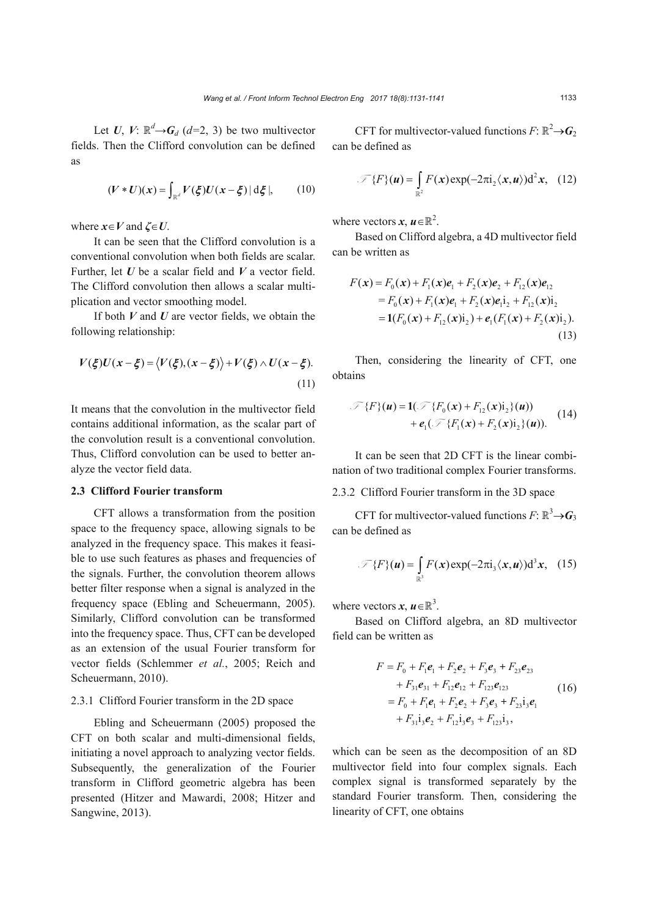Let $\boldsymbol{U}$, $\boldsymbol{V}$: $\mathbb{R}^d \rightarrow \boldsymbol{G}_d$ ($d$=2, 3) be two multivector fields. Then the Clifford convolution can be defined as

$$(\boldsymbol{V} * \boldsymbol{U})(\boldsymbol{x}) = \int_{\mathbb{R}^d} \boldsymbol{V}(\boldsymbol{\xi})\boldsymbol{U}(\boldsymbol{x}-\boldsymbol{\xi}) \,|\, \mathrm{d}\boldsymbol{\xi} \,|, \tag{10}$$

where $\boldsymbol{x} \in \boldsymbol{V}$ and $\boldsymbol{\zeta} \in \boldsymbol{U}$.

It can be seen that the Clifford convolution is a conventional convolution when both fields are scalar. Further, let $\boldsymbol{U}$ be a scalar field and $\boldsymbol{V}$ a vector field. The Clifford convolution then allows a scalar multiplication and vector smoothing model.

If both $\boldsymbol{V}$ and $\boldsymbol{U}$ are vector fields, we obtain the following relationship:

$$\boldsymbol{V}(\boldsymbol{\xi})\boldsymbol{U}(\boldsymbol{x}-\boldsymbol{\xi}) = \left\langle \boldsymbol{V}(\boldsymbol{\xi}), (\boldsymbol{x}-\boldsymbol{\xi}) \right\rangle + \boldsymbol{V}(\boldsymbol{\xi}) \wedge \boldsymbol{U}(\boldsymbol{x}-\boldsymbol{\xi}). \tag{11}$$

It means that the convolution in the multivector field contains additional information, as the scalar part of the convolution result is a conventional convolution. Thus, Clifford convolution can be used to better analyze the vector field data.

### 2.3 Clifford Fourier transform

CFT allows a transformation from the position space to the frequency space, allowing signals to be analyzed in the frequency space. This makes it feasible to use such features as phases and frequencies of the signals. Further, the convolution theorem allows better filter response when a signal is analyzed in the frequency space (Ebling and Scheuermann, 2005). Similarly, Clifford convolution can be transformed into the frequency space. Thus, CFT can be developed as an extension of the usual Fourier transform for vector fields (Schlemmer *et al.*, 2005; Reich and Scheuermann, 2010).

#### 2.3.1 Clifford Fourier transform in the 2D space

Ebling and Scheuermann (2005) proposed the CFT on both scalar and multi-dimensional fields, initiating a novel approach to analyzing vector fields. Subsequently, the generalization of the Fourier transform in Clifford geometric algebra has been presented (Hitzer and Mawardi, 2008; Hitzer and Sangwine, 2013).

CFT for multivector-valued functions $F$: $\mathbb{R}^2 \rightarrow \boldsymbol{G}_2$ can be defined as

$$\mathcal{F}\{F\}(\boldsymbol{u}) = \int_{\mathbb{R}^2} F(\boldsymbol{x}) \exp(-2\pi \mathrm{i}_2 \langle \boldsymbol{x}, \boldsymbol{u} \rangle) \mathrm{d}^2 \boldsymbol{x}, \tag{12}$$

where vectors $\boldsymbol{x}$, $\boldsymbol{u} \in \mathbb{R}^2$.

Based on Clifford algebra, a 4D multivector field can be written as

$$\begin{aligned} F(\boldsymbol{x}) &= F_0(\boldsymbol{x}) + F_1(\boldsymbol{x})\boldsymbol{e}_1 + F_2(\boldsymbol{x})\boldsymbol{e}_2 + F_{12}(\boldsymbol{x})\boldsymbol{e}_{12} \\ &= F_0(\boldsymbol{x}) + F_1(\boldsymbol{x})\boldsymbol{e}_1 + F_2(\boldsymbol{x})\boldsymbol{e}_1\mathrm{i}_2 + F_{12}(\boldsymbol{x})\mathrm{i}_2 \\ &= \mathbf{1}(F_0(\boldsymbol{x}) + F_{12}(\boldsymbol{x})\mathrm{i}_2) + \boldsymbol{e}_1(F_1(\boldsymbol{x}) + F_2(\boldsymbol{x})\mathrm{i}_2). \end{aligned} \tag{13}$$

Then, considering the linearity of CFT, one obtains

$$\begin{aligned} \mathcal{F}\{F\}(\boldsymbol{u}) = \mathbf{1}(&\mathcal{F}\{F_0(\boldsymbol{x}) + F_{12}(\boldsymbol{x})\mathrm{i}_2\}(\boldsymbol{u})) \\ &+ \boldsymbol{e}_1(\mathcal{F}\{F_1(\boldsymbol{x}) + F_2(\boldsymbol{x})\mathrm{i}_2\}(\boldsymbol{u})). \end{aligned} \tag{14}$$

It can be seen that 2D CFT is the linear combination of two traditional complex Fourier transforms.

#### 2.3.2 Clifford Fourier transform in the 3D space

CFT for multivector-valued functions $F$: $\mathbb{R}^3 \rightarrow \boldsymbol{G}_3$ can be defined as

$$\mathcal{F}\{F\}(\boldsymbol{u}) = \int_{\mathbb{R}^3} F(\boldsymbol{x}) \exp(-2\pi \mathrm{i}_3 \langle \boldsymbol{x}, \boldsymbol{u} \rangle) \mathrm{d}^3 \boldsymbol{x}, \tag{15}$$

where vectors $\boldsymbol{x}$, $\boldsymbol{u} \in \mathbb{R}^3$.

Based on Clifford algebra, an 8D multivector field can be written as

$$\begin{aligned} F &= F_0 + F_1\boldsymbol{e}_1 + F_2\boldsymbol{e}_2 + F_3\boldsymbol{e}_3 + F_{23}\boldsymbol{e}_{23} \\ &\quad + F_{31}\boldsymbol{e}_{31} + F_{12}\boldsymbol{e}_{12} + F_{123}\boldsymbol{e}_{123} \\ &= F_0 + F_1\boldsymbol{e}_1 + F_2\boldsymbol{e}_2 + F_3\boldsymbol{e}_3 + F_{23}\mathrm{i}_3\boldsymbol{e}_1 \\ &\quad + F_{31}\mathrm{i}_3\boldsymbol{e}_2 + F_{12}\mathrm{i}_3\boldsymbol{e}_3 + F_{123}\mathrm{i}_3, \end{aligned} \tag{16}$$

which can be seen as the decomposition of an 8D multivector field into four complex signals. Each complex signal is transformed separately by the standard Fourier transform. Then, considering the linearity of CFT, one obtains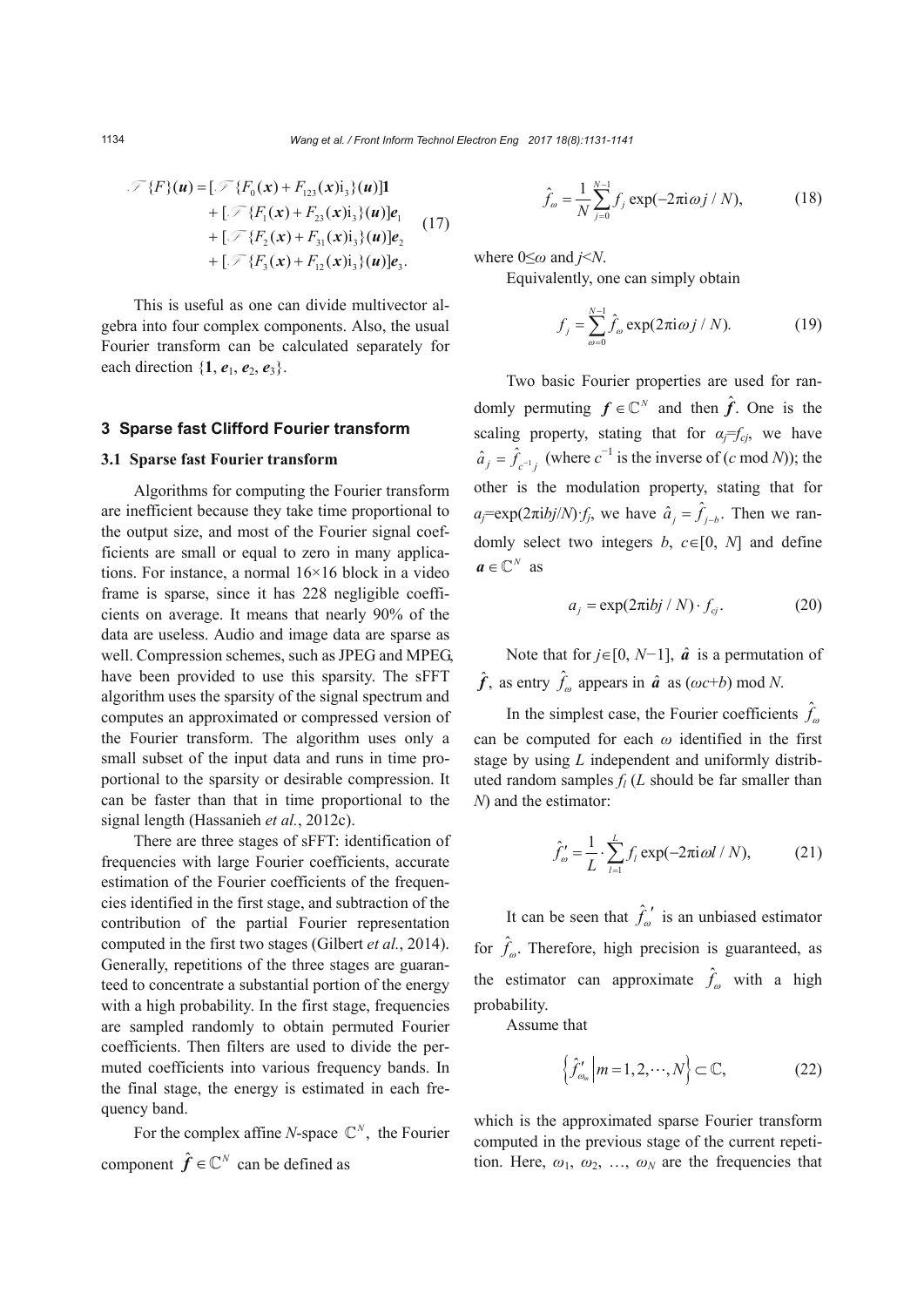$$\mathscr{F}\{F\}(\boldsymbol{u}) = [\mathscr{F}\{F_0(\boldsymbol{x}) + F_{123}(\boldsymbol{x})\mathrm{i}_3\}(\boldsymbol{u})]\mathbf{1} + [\mathscr{F}\{F_1(\boldsymbol{x}) + F_{23}(\boldsymbol{x})\mathrm{i}_3\}(\boldsymbol{u})]\boldsymbol{e}_1 + [\mathscr{F}\{F_2(\boldsymbol{x}) + F_{31}(\boldsymbol{x})\mathrm{i}_3\}(\boldsymbol{u})]\boldsymbol{e}_2 + [\mathscr{F}\{F_3(\boldsymbol{x}) + F_{12}(\boldsymbol{x})\mathrm{i}_3\}(\boldsymbol{u})]\boldsymbol{e}_3. \tag{17}$$

This is useful as one can divide multivector algebra into four complex components. Also, the usual Fourier transform can be calculated separately for each direction $\{\mathbf{1}, \boldsymbol{e}_1, \boldsymbol{e}_2, \boldsymbol{e}_3\}$.

## 3 Sparse fast Clifford Fourier transform

### 3.1 Sparse fast Fourier transform

Algorithms for computing the Fourier transform are inefficient because they take time proportional to the output size, and most of the Fourier signal coefficients are small or equal to zero in many applications. For instance, a normal 16×16 block in a video frame is sparse, since it has 228 negligible coefficients on average. It means that nearly 90% of the data are useless. Audio and image data are sparse as well. Compression schemes, such as JPEG and MPEG, have been provided to use this sparsity. The sFFT algorithm uses the sparsity of the signal spectrum and computes an approximated or compressed version of the Fourier transform. The algorithm uses only a small subset of the input data and runs in time proportional to the sparsity or desirable compression. It can be faster than that in time proportional to the signal length (Hassanieh *et al.*, 2012c).

There are three stages of sFFT: identification of frequencies with large Fourier coefficients, accurate estimation of the Fourier coefficients of the frequencies identified in the first stage, and subtraction of the contribution of the partial Fourier representation computed in the first two stages (Gilbert *et al.*, 2014). Generally, repetitions of the three stages are guaranteed to concentrate a substantial portion of the energy with a high probability. In the first stage, frequencies are sampled randomly to obtain permuted Fourier coefficients. Then filters are used to divide the permuted coefficients into various frequency bands. In the final stage, the energy is estimated in each frequency band.

For the complex affine $N$-space $\mathbb{C}^N$, the Fourier component $\hat{\boldsymbol{f}} \in \mathbb{C}^N$ can be defined as

$$\hat{f}_\omega = \frac{1}{N}\sum_{j=0}^{N-1} f_j \exp(-2\pi \mathrm{i}\omega j / N), \tag{18}$$

where $0 \leq \omega$ and $j < N$.

Equivalently, one can simply obtain

$$f_j = \sum_{\omega=0}^{N-1} \hat{f}_\omega \exp(2\pi \mathrm{i}\omega j / N). \tag{19}$$

Two basic Fourier properties are used for randomly permuting $\boldsymbol{f} \in \mathbb{C}^N$ and then $\hat{\boldsymbol{f}}$. One is the scaling property, stating that for $\alpha_j = f_{cj}$, we have $\hat{a}_j = \hat{f}_{c^{-1}j}$ (where $c^{-1}$ is the inverse of ($c$ mod $N$)); the other is the modulation property, stating that for $a_j = \exp(2\pi \mathrm{i}bj/N) \cdot f_j$, we have $\hat{a}_j = \hat{f}_{j-b}$. Then we randomly select two integers $b$, $c \in [0, N]$ and define $\boldsymbol{a} \in \mathbb{C}^N$ as

$$a_j = \exp(2\pi \mathrm{i}bj / N) \cdot f_{cj}. \tag{20}$$

Note that for $j \in [0, N-1]$, $\hat{\boldsymbol{a}}$ is a permutation of $\hat{\boldsymbol{f}}$, as entry $\hat{f}_\omega$ appears in $\hat{\boldsymbol{a}}$ as $(\omega c + b)$ mod $N$.

In the simplest case, the Fourier coefficients $\hat{f}_\omega$ can be computed for each $\omega$ identified in the first stage by using $L$ independent and uniformly distributed random samples $f_l$ ($L$ should be far smaller than $N$) and the estimator:

$$\hat{f}'_\omega = \frac{1}{L} \cdot \sum_{l=1}^{L} f_l \exp(-2\pi \mathrm{i}\omega l / N), \tag{21}$$

It can be seen that $\hat{f}'_\omega$ is an unbiased estimator for $\hat{f}_\omega$. Therefore, high precision is guaranteed, as the estimator can approximate $\hat{f}_\omega$ with a high probability.

Assume that

$$\left\{\hat{f}'_{\omega_m} \middle| m = 1, 2, \cdots, N\right\} \subset \mathbb{C}, \tag{22}$$

which is the approximated sparse Fourier transform computed in the previous stage of the current repetition. Here, $\omega_1$, $\omega_2$, …, $\omega_N$ are the frequencies that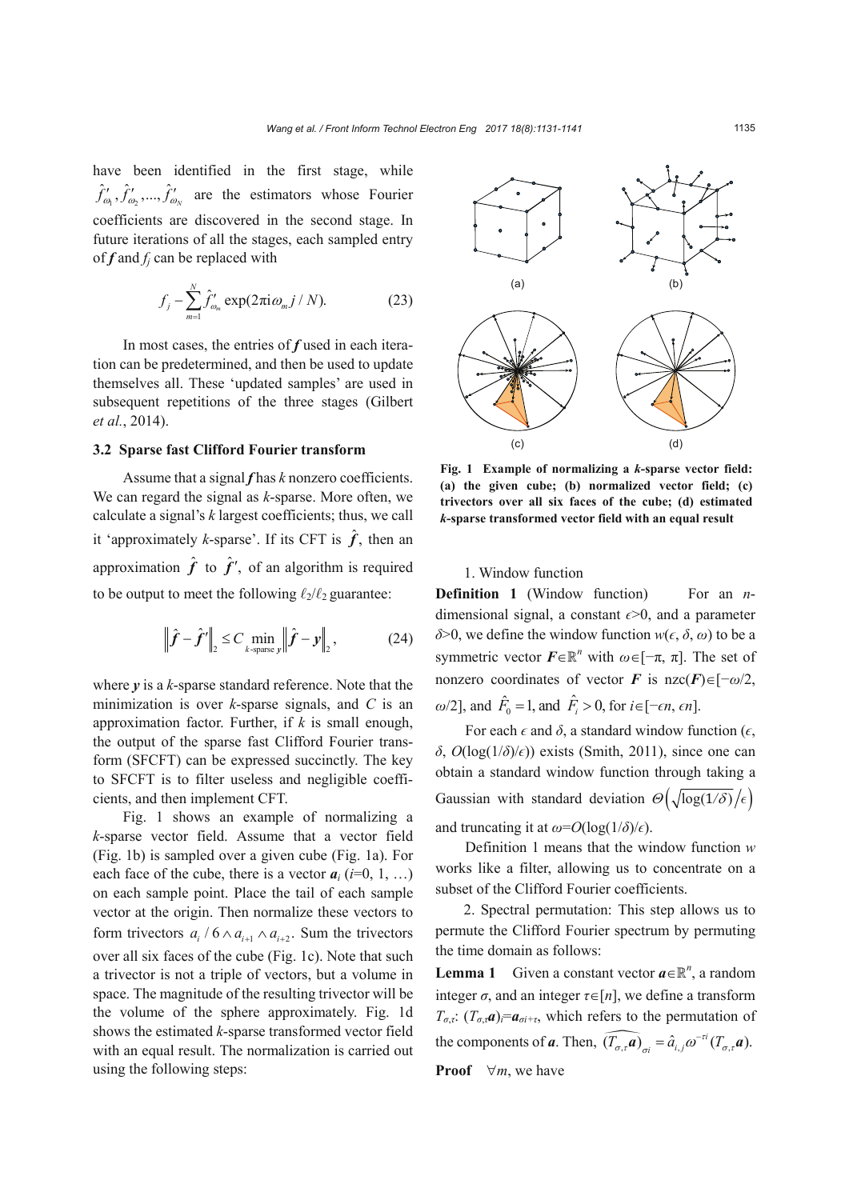have been identified in the first stage, while $\hat{f}'_{\omega_1}, \hat{f}'_{\omega_2}, ..., \hat{f}'_{\omega_N}$ are the estimators whose Fourier coefficients are discovered in the second stage. In future iterations of all the stages, each sampled entry of $\boldsymbol{f}$ and $f_j$ can be replaced with

$$f_j - \sum_{m=1}^{N} \hat{f}'_{\omega_m} \exp(2\pi i \omega_m j / N). \tag{23}$$

In most cases, the entries of $\boldsymbol{f}$ used in each iteration can be predetermined, and then be used to update themselves all. These 'updated samples' are used in subsequent repetitions of the three stages (Gilbert *et al.*, 2014).

### 3.2 Sparse fast Clifford Fourier transform

Assume that a signal $\boldsymbol{f}$ has $k$ nonzero coefficients. We can regard the signal as $k$-sparse. More often, we calculate a signal's $k$ largest coefficients; thus, we call it 'approximately $k$-sparse'. If its CFT is $\hat{\boldsymbol{f}}$, then an approximation $\hat{\boldsymbol{f}}$ to $\hat{\boldsymbol{f}}'$, of an algorithm is required to be output to meet the following $\ell_2/\ell_2$ guarantee:

$$\left\| \hat{\boldsymbol{f}} - \hat{\boldsymbol{f}}' \right\|_2 \leq C \min_{k\text{-sparse } \boldsymbol{y}} \left\| \hat{\boldsymbol{f}} - \boldsymbol{y} \right\|_2, \tag{24}$$

where $\boldsymbol{y}$ is a $k$-sparse standard reference. Note that the minimization is over $k$-sparse signals, and $C$ is an approximation factor. Further, if $k$ is small enough, the output of the sparse fast Clifford Fourier transform (SFCFT) can be expressed succinctly. The key to SFCFT is to filter useless and negligible coefficients, and then implement CFT.

Fig. 1 shows an example of normalizing a $k$-sparse vector field. Assume that a vector field (Fig. 1b) is sampled over a given cube (Fig. 1a). For each face of the cube, there is a vector $\boldsymbol{a}_i$ ($i$=0, 1, …) on each sample point. Place the tail of each sample vector at the origin. Then normalize these vectors to form trivectors $a_i / 6 \wedge a_{i+1} \wedge a_{i+2}$. Sum the trivectors over all six faces of the cube (Fig. 1c). Note that such a trivector is not a triple of vectors, but a volume in space. The magnitude of the resulting trivector will be the volume of the sphere approximately. Fig. 1d shows the estimated $k$-sparse transformed vector field with an equal result. The normalization is carried out using the following steps:

**Fig. 1 Example of normalizing a *k*-sparse vector field: (a) the given cube; (b) normalized vector field; (c) trivectors over all six faces of the cube; (d) estimated *k*-sparse transformed vector field with an equal result**

1. Window function

**Definition 1** (Window function) For an $n$-dimensional signal, a constant $\epsilon$>0, and a parameter $\delta$>0, we define the window function $w(\epsilon, \delta, \omega)$ to be a symmetric vector $\boldsymbol{F} \in \mathbb{R}^n$ with $\omega \in [-\pi, \pi]$. The set of nonzero coordinates of vector $\boldsymbol{F}$ is $\text{nzc}(\boldsymbol{F}) \in [-\omega/2, \omega/2]$, and $\hat{F}_0 = 1$, and $\hat{F}_i > 0$, for $i \in [-\epsilon n, \epsilon n]$.

For each $\epsilon$ and $\delta$, a standard window function ($\epsilon$, $\delta$, $O(\log(1/\delta)/\epsilon)$) exists (Smith, 2011), since one can obtain a standard window function through taking a Gaussian with standard deviation $\Theta\left(\sqrt{\log(1/\delta)}\big/\epsilon\right)$ and truncating it at $\omega = O(\log(1/\delta)/\epsilon)$.

Definition 1 means that the window function $w$ works like a filter, allowing us to concentrate on a subset of the Clifford Fourier coefficients.

2. Spectral permutation: This step allows us to permute the Clifford Fourier spectrum by permuting the time domain as follows:

**Lemma 1** Given a constant vector $\boldsymbol{a} \in \mathbb{R}^n$, a random integer $\sigma$, and an integer $\tau \in [n]$, we define a transform $T_{\sigma,\tau}$: $(T_{\sigma,\tau}\boldsymbol{a})_i = \boldsymbol{a}_{\sigma i+\tau}$, which refers to the permutation of the components of $\boldsymbol{a}$. Then, $\widehat{(T_{\sigma,\tau}\boldsymbol{a})}_{\sigma i} = \hat{a}_{i,j} \omega^{-\tau i} (T_{\sigma,\tau}\boldsymbol{a})$.

**Proof** $\forall m$, we have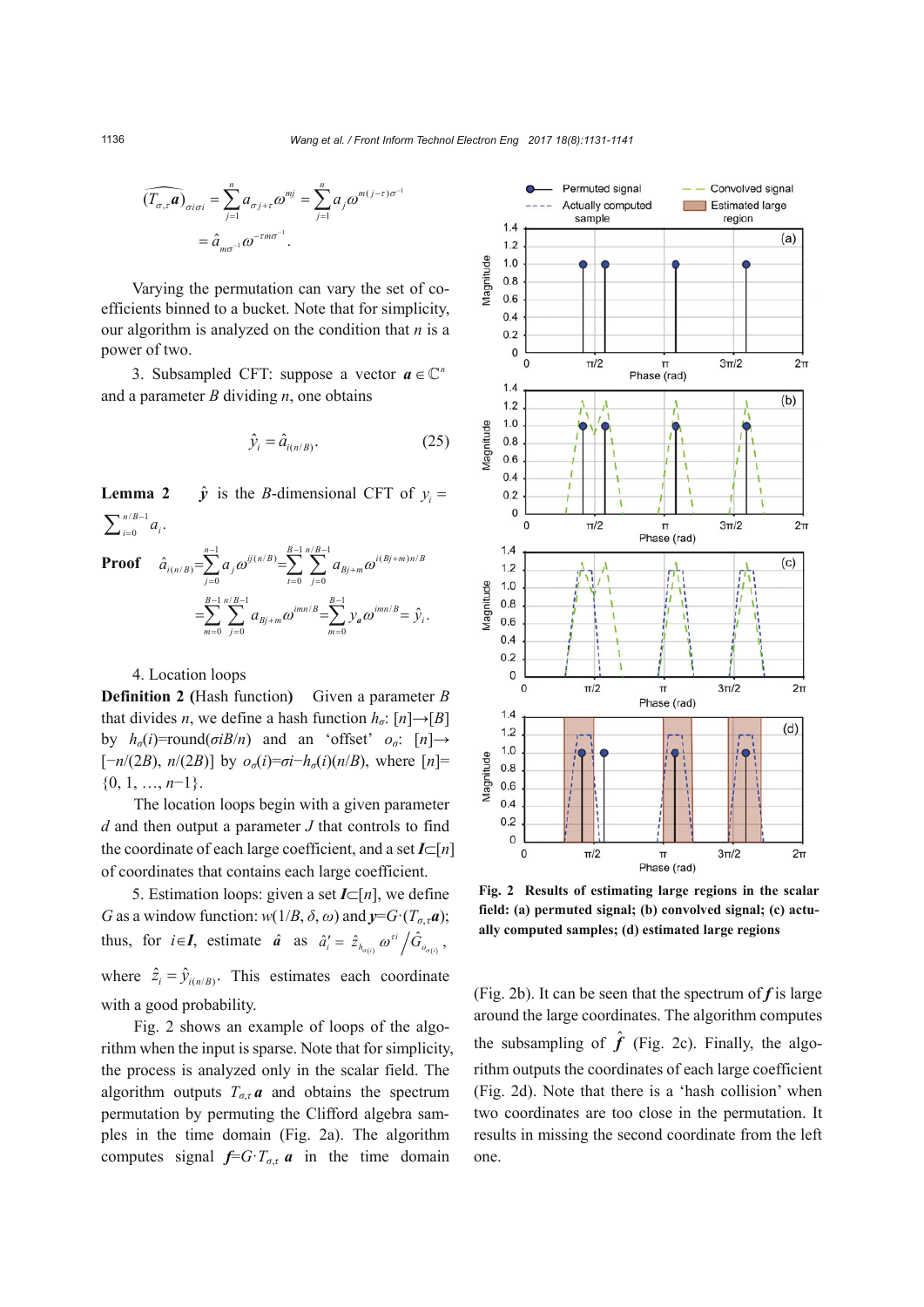$$\widehat{(T_{\sigma,\tau}\boldsymbol{a})}_{\sigma i \sigma i} = \sum_{j=1}^{n} a_{\sigma j+\tau}\omega^{mj} = \sum_{j=1}^{n} a_j \omega^{m(j-\tau)\sigma^{-1}}$$
$$= \hat{a}_{m\sigma^{-1}}\omega^{-\tau m\sigma^{-1}}.$$

Varying the permutation can vary the set of coefficients binned to a bucket. Note that for simplicity, our algorithm is analyzed on the condition that $n$ is a power of two.

3. Subsampled CFT: suppose a vector $\boldsymbol{a}\in\mathbb{C}^n$ and a parameter $B$ dividing $n$, one obtains

$$\hat{y}_i = \hat{a}_{i(n/B)}. \tag{25}$$

**Lemma 2** $\hat{\boldsymbol{y}}$ is the $B$-dimensional CFT of $y_i = \sum_{i=0}^{n/B-1} a_i$.

**Proof**
$$\hat{a}_{i(n/B)} = \sum_{j=0}^{n-1} a_j \omega^{ij(n/B)} = \sum_{t=0}^{B-1}\sum_{j=0}^{n/B-1} a_{Bj+m}\omega^{i(Bj+m)n/B}$$
$$= \sum_{m=0}^{B-1}\sum_{j=0}^{n/B-1} a_{Bj+m}\omega^{imn/B} = \sum_{m=0}^{B-1} y_a \omega^{imn/B} = \hat{y}_i.$$

4. Location loops

**Definition 2** (Hash function) Given a parameter $B$ that divides $n$, we define a hash function $h_\sigma$: $[n]\rightarrow[B]$ by $h_\sigma(i)$=round($\sigma iB/n$) and an 'offset' $o_\sigma$: $[n]\rightarrow[-n/(2B), n/(2B)]$ by $o_\sigma(i)=\sigma i-h_\sigma(i)(n/B)$, where $[n]=\{0, 1, \ldots, n-1\}$.

The location loops begin with a given parameter $d$ and then output a parameter $J$ that controls to find the coordinate of each large coefficient, and a set $\boldsymbol{I}\subset[n]$ of coordinates that contains each large coefficient.

5. Estimation loops: given a set $\boldsymbol{I}\subset[n]$, we define $G$ as a window function: $w(1/B, \delta, \omega)$ and $\boldsymbol{y}=G\cdot(T_{\sigma,\tau}\boldsymbol{a})$; thus, for $i\in\boldsymbol{I}$, estimate $\hat{\boldsymbol{a}}$ as $\hat{a}'_i = \hat{z}_{h_{\sigma(i)}}\omega^{\tau i}\Big/\hat{G}_{o_{\sigma(i)}}$, where $\hat{z}_i = \hat{y}_{i(n/B)}$. This estimates each coordinate with a good probability.

Fig. 2 shows an example of loops of the algorithm when the input is sparse. Note that for simplicity, the process is analyzed only in the scalar field. The algorithm outputs $T_{\sigma,\tau}\boldsymbol{a}$ and obtains the spectrum permutation by permuting the Clifford algebra samples in the time domain (Fig. 2a). The algorithm computes signal $\boldsymbol{f}=G\cdot T_{\sigma,\tau}\,\boldsymbol{a}$ in the time domain (Fig. 2b). It can be seen that the spectrum of $\boldsymbol{f}$ is large around the large coordinates. The algorithm computes the subsampling of $\hat{\boldsymbol{f}}$ (Fig. 2c). Finally, the algorithm outputs the coordinates of each large coefficient (Fig. 2d). Note that there is a 'hash collision' when two coordinates are too close in the permutation. It results in missing the second coordinate from the left one.

**Fig. 2 Results of estimating large regions in the scalar field: (a) permuted signal; (b) convolved signal; (c) actually computed samples; (d) estimated large regions**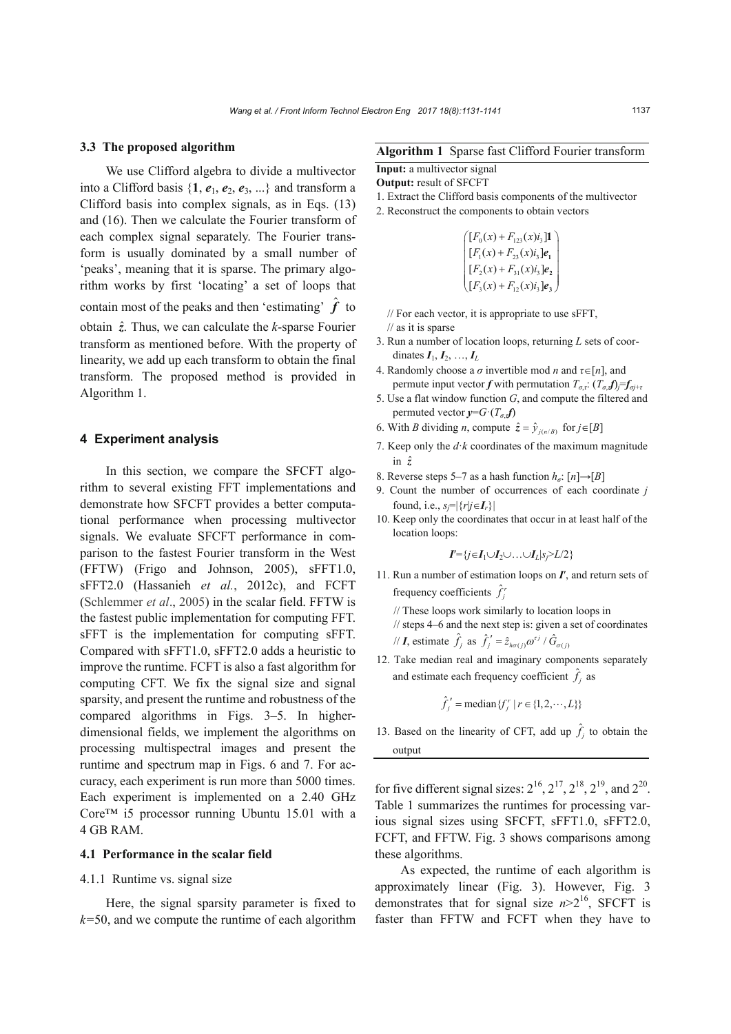### 3.3 The proposed algorithm

We use Clifford algebra to divide a multivector into a Clifford basis $\{\mathbf{1}, \boldsymbol{e}_1, \boldsymbol{e}_2, \boldsymbol{e}_3, ...\}$ and transform a Clifford basis into complex signals, as in Eqs. (13) and (16). Then we calculate the Fourier transform of each complex signal separately. The Fourier transform is usually dominated by a small number of 'peaks', meaning that it is sparse. The primary algorithm works by first 'locating' a set of loops that contain most of the peaks and then 'estimating' $\hat{\boldsymbol{f}}$ to obtain $\hat{z}$. Thus, we can calculate the *k*-sparse Fourier transform as mentioned before. With the property of linearity, we add up each transform to obtain the final transform. The proposed method is provided in Algorithm 1.

**Algorithm 1** Sparse fast Clifford Fourier transform

**Input:** a multivector signal

**Output:** result of SFCFT

1. Extract the Clifford basis components of the multivector
2. Reconstruct the components to obtain vectors

$$\begin{pmatrix} [F_0(x)+F_{123}(x)i_3]\mathbf{1} \\ [F_1(x)+F_{23}(x)i_3]\boldsymbol{e}_1 \\ [F_2(x)+F_{31}(x)i_3]\boldsymbol{e}_2 \\ [F_3(x)+F_{12}(x)i_3]\boldsymbol{e}_3 \end{pmatrix}$$

   // For each vector, it is appropriate to use sFFT,
   // as it is sparse

3. Run a number of location loops, returning $L$ sets of coordinates $\boldsymbol{I}_1, \boldsymbol{I}_2, \ldots, \boldsymbol{I}_L$
4. Randomly choose a $\sigma$ invertible mod $n$ and $\tau\in[n]$, and permute input vector $\boldsymbol{f}$ with permutation $T_{\sigma,\tau}$: $(T_{\sigma,\tau}\boldsymbol{f})_j=\boldsymbol{f}_{\sigma j+\tau}$
5. Use a flat window function $G$, and compute the filtered and permuted vector $\boldsymbol{y}=G\cdot(T_{\sigma,\tau}\boldsymbol{f})$
6. With $B$ dividing $n$, compute $\hat{z}=\hat{y}_{j(n/B)}$ for $j\in[B]$
7. Keep only the $d\cdot k$ coordinates of the maximum magnitude in $\hat{z}$
8. Reverse steps 5–7 as a hash function $h_\sigma$: $[n]\rightarrow[B]$
9. Count the number of occurrences of each coordinate $j$ found, i.e., $s_j=|\{r|j\in\boldsymbol{I}_r\}|$
10. Keep only the coordinates that occur in at least half of the location loops:

$$\boldsymbol{I}'=\{j\in\boldsymbol{I}_1\cup\boldsymbol{I}_2\cup\ldots\cup\boldsymbol{I}_L|s_j>L/2\}$$

11. Run a number of estimation loops on $\boldsymbol{I}'$, and return sets of frequency coefficients $\hat{f}_j^r$

   // These loops work similarly to location loops in
   // steps 4–6 and the next step is: given a set of coordinates
   // $\boldsymbol{I}$, estimate $\hat{f}_j$ as $\hat{f}_j{}'=\hat{z}_{h\sigma(j)}\omega^{\tau j}/\hat{G}_{\sigma(j)}$

12. Take median real and imaginary components separately and estimate each frequency coefficient $\hat{f}_j$ as

$$\hat{f}_j{}'=\text{median}\{f_j^r \mid r\in\{1,2,\cdots,L\}\}$$

13. Based on the linearity of CFT, add up $\hat{f}_j$ to obtain the output

## 4 Experiment analysis

In this section, we compare the SFCFT algorithm to several existing FFT implementations and demonstrate how SFCFT provides a better computational performance when processing multivector signals. We evaluate SFCFT performance in comparison to the fastest Fourier transform in the West (FFTW) (Frigo and Johnson, 2005), sFFT1.0, sFFT2.0 (Hassanieh *et al.*, 2012c), and FCFT (Schlemmer *et al*., 2005) in the scalar field. FFTW is the fastest public implementation for computing FFT. sFFT is the implementation for computing sFFT. Compared with sFFT1.0, sFFT2.0 adds a heuristic to improve the runtime. FCFT is also a fast algorithm for computing CFT. We fix the signal size and signal sparsity, and present the runtime and robustness of the compared algorithms in Figs. 3–5. In higher-dimensional fields, we implement the algorithms on processing multispectral images and present the runtime and spectrum map in Figs. 6 and 7. For accuracy, each experiment is run more than 5000 times. Each experiment is implemented on a 2.40 GHz Core™ i5 processor running Ubuntu 15.01 with a 4 GB RAM.

### 4.1 Performance in the scalar field

#### 4.1.1 Runtime vs. signal size

Here, the signal sparsity parameter is fixed to $k$=50, and we compute the runtime of each algorithm for five different signal sizes: $2^{16}$, $2^{17}$, $2^{18}$, $2^{19}$, and $2^{20}$. Table 1 summarizes the runtimes for processing various signal sizes using SFCFT, sFFT1.0, sFFT2.0, FCFT, and FFTW. Fig. 3 shows comparisons among these algorithms.

As expected, the runtime of each algorithm is approximately linear (Fig. 3). However, Fig. 3 demonstrates that for signal size $n>2^{16}$, SFCFT is faster than FFTW and FCFT when they have to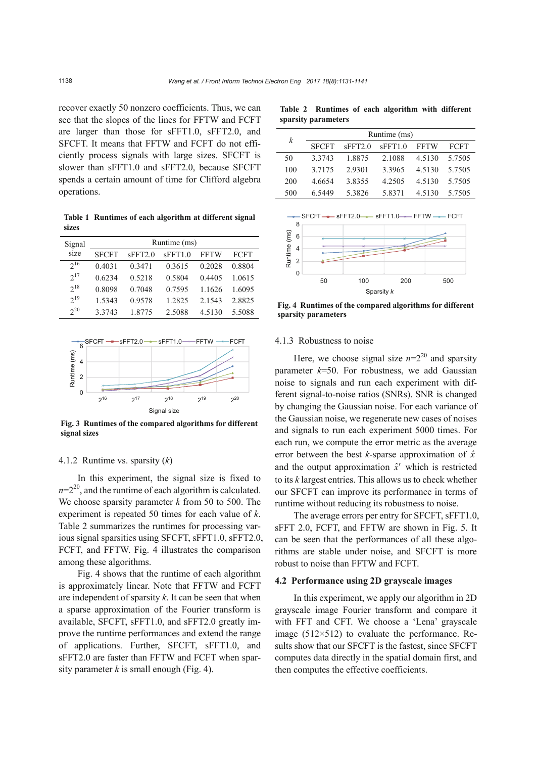recover exactly 50 nonzero coefficients. Thus, we can see that the slopes of the lines for FFTW and FCFT are larger than those for sFFT1.0, sFFT2.0, and SFCFT. It means that FFTW and FCFT do not efficiently process signals with large sizes. SFCFT is slower than sFFT1.0 and sFFT2.0, because SFCFT spends a certain amount of time for Clifford algebra operations.

**Table 1 Runtimes of each algorithm at different signal sizes**

| Signal size | Runtime (ms) | | | | |
|---|---|---|---|---|---|
| | SFCFT | sFFT2.0 | sFFT1.0 | FFTW | FCFT |
| $2^{16}$ | 0.4031 | 0.3471 | 0.3615 | 0.2028 | 0.8804 |
| $2^{17}$ | 0.6234 | 0.5218 | 0.5804 | 0.4405 | 1.0615 |
| $2^{18}$ | 0.8098 | 0.7048 | 0.7595 | 1.1626 | 1.6095 |
| $2^{19}$ | 1.5343 | 0.9578 | 1.2825 | 2.1543 | 2.8825 |
| $2^{20}$ | 3.3743 | 1.8775 | 2.5088 | 4.5130 | 5.5088 |

**Fig. 3 Runtimes of the compared algorithms for different signal sizes**

### 4.1.2 Runtime vs. sparsity ($k$)

In this experiment, the signal size is fixed to $n=2^{20}$, and the runtime of each algorithm is calculated. We choose sparsity parameter $k$ from 50 to 500. The experiment is repeated 50 times for each value of $k$. Table 2 summarizes the runtimes for processing various signal sparsities using SFCFT, sFFT1.0, sFFT2.0, FCFT, and FFTW. Fig. 4 illustrates the comparison among these algorithms.

Fig. 4 shows that the runtime of each algorithm is approximately linear. Note that FFTW and FCFT are independent of sparsity $k$. It can be seen that when a sparse approximation of the Fourier transform is available, SFCFT, sFFT1.0, and sFFT2.0 greatly improve the runtime performances and extend the range of applications. Further, SFCFT, sFFT1.0, and sFFT2.0 are faster than FFTW and FCFT when sparsity parameter $k$ is small enough (Fig. 4).

**Table 2 Runtimes of each algorithm with different sparsity parameters**

| $k$ | Runtime (ms) | | | | |
|---|---|---|---|---|---|
| | SFCFT | sFFT2.0 | sFFT1.0 | FFTW | FCFT |
| 50 | 3.3743 | 1.8875 | 2.1088 | 4.5130 | 5.7505 |
| 100 | 3.7175 | 2.9301 | 3.3965 | 4.5130 | 5.7505 |
| 200 | 4.6654 | 3.8355 | 4.2505 | 4.5130 | 5.7505 |
| 500 | 6.5449 | 5.3826 | 5.8371 | 4.5130 | 5.7505 |

**Fig. 4 Runtimes of the compared algorithms for different sparsity parameters**

### 4.1.3 Robustness to noise

Here, we choose signal size $n=2^{20}$ and sparsity parameter $k$=50. For robustness, we add Gaussian noise to signals and run each experiment with different signal-to-noise ratios (SNRs). SNR is changed by changing the Gaussian noise. For each variance of the Gaussian noise, we regenerate new cases of noises and signals to run each experiment 5000 times. For each run, we compute the error metric as the average error between the best $k$-sparse approximation of $\hat{x}$ and the output approximation $\hat{x}'$ which is restricted to its $k$ largest entries. This allows us to check whether our SFCFT can improve its performance in terms of runtime without reducing its robustness to noise.

The average errors per entry for SFCFT, sFFT1.0, sFFT 2.0, FCFT, and FFTW are shown in Fig. 5. It can be seen that the performances of all these algorithms are stable under noise, and SFCFT is more robust to noise than FFTW and FCFT.

## 4.2 Performance using 2D grayscale images

In this experiment, we apply our algorithm in 2D grayscale image Fourier transform and compare it with FFT and CFT. We choose a 'Lena' grayscale image (512×512) to evaluate the performance. Results show that our SFCFT is the fastest, since SFCFT computes data directly in the spatial domain first, and then computes the effective coefficients.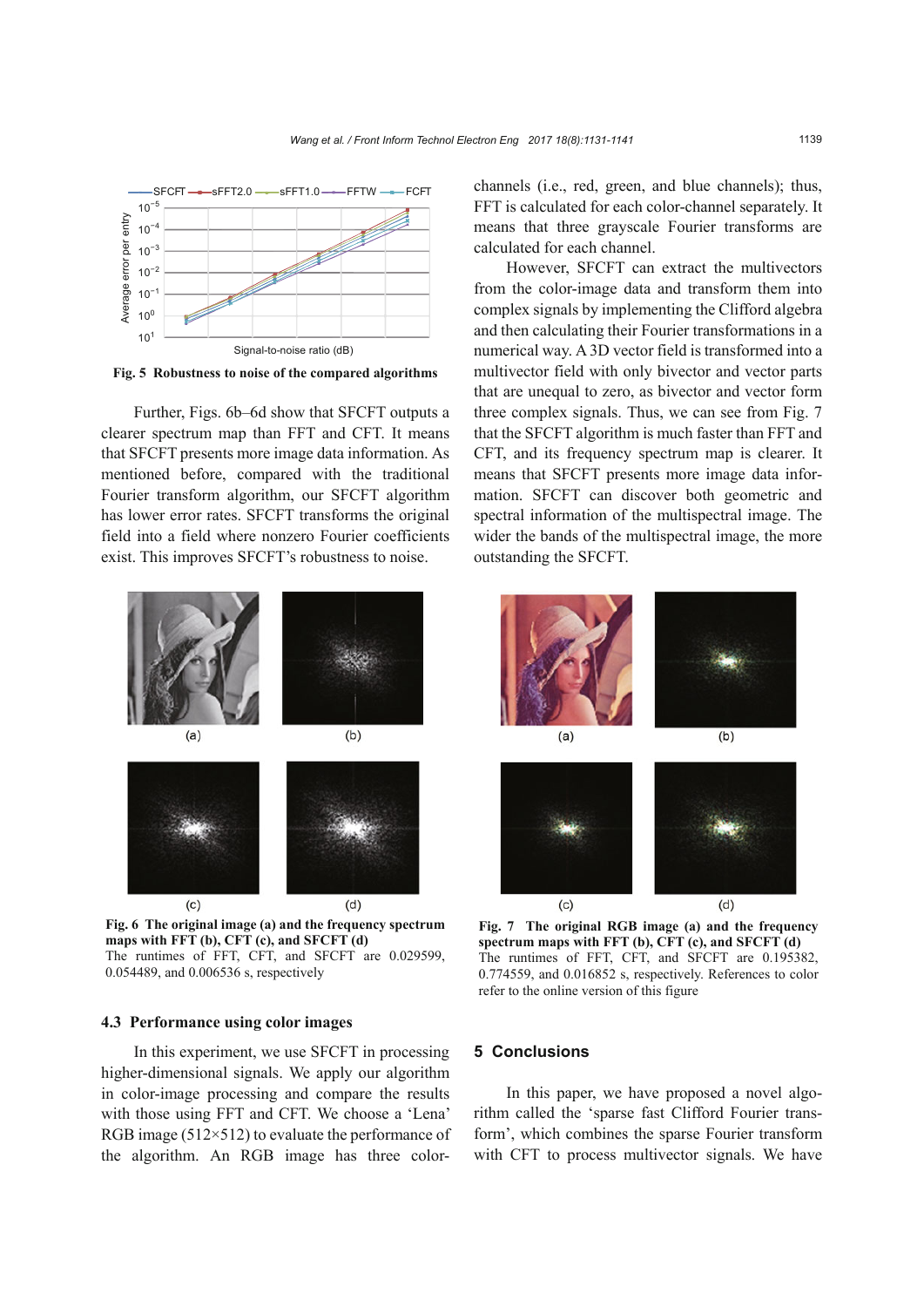Fig. 5 Robustness to noise of the compared algorithms

Further, Figs. 6b–6d show that SFCFT outputs a clearer spectrum map than FFT and CFT. It means that SFCFT presents more image data information. As mentioned before, compared with the traditional Fourier transform algorithm, our SFCFT algorithm has lower error rates. SFCFT transforms the original field into a field where nonzero Fourier coefficients exist. This improves SFCFT's robustness to noise.

Fig. 6 The original image (a) and the frequency spectrum maps with FFT (b), CFT (c), and SFCFT (d)
The runtimes of FFT, CFT, and SFCFT are 0.029599, 0.054489, and 0.006536 s, respectively

### 4.3 Performance using color images

In this experiment, we use SFCFT in processing higher-dimensional signals. We apply our algorithm in color-image processing and compare the results with those using FFT and CFT. We choose a 'Lena' RGB image (512×512) to evaluate the performance of the algorithm. An RGB image has three color-channels (i.e., red, green, and blue channels); thus, FFT is calculated for each color-channel separately. It means that three grayscale Fourier transforms are calculated for each channel.

However, SFCFT can extract the multivectors from the color-image data and transform them into complex signals by implementing the Clifford algebra and then calculating their Fourier transformations in a numerical way. A 3D vector field is transformed into a multivector field with only bivector and vector parts that are unequal to zero, as bivector and vector form three complex signals. Thus, we can see from Fig. 7 that the SFCFT algorithm is much faster than FFT and CFT, and its frequency spectrum map is clearer. It means that SFCFT presents more image data information. SFCFT can discover both geometric and spectral information of the multispectral image. The wider the bands of the multispectral image, the more outstanding the SFCFT.

Fig. 7 The original RGB image (a) and the frequency spectrum maps with FFT (b), CFT (c), and SFCFT (d)
The runtimes of FFT, CFT, and SFCFT are 0.195382, 0.774559, and 0.016852 s, respectively. References to color refer to the online version of this figure

## 5 Conclusions

In this paper, we have proposed a novel algorithm called the 'sparse fast Clifford Fourier transform', which combines the sparse Fourier transform with CFT to process multivector signals. We have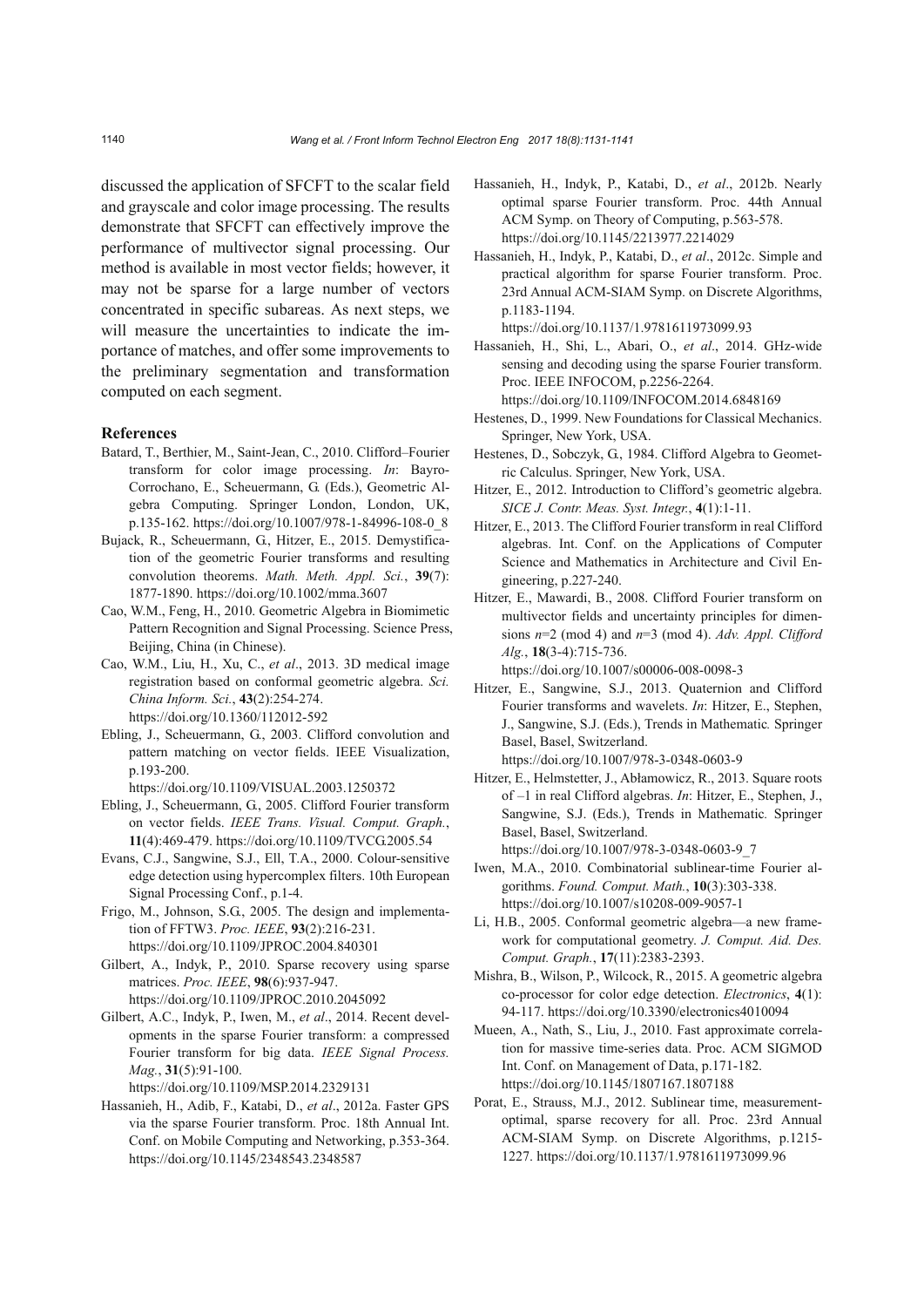discussed the application of SFCFT to the scalar field and grayscale and color image processing. The results demonstrate that SFCFT can effectively improve the performance of multivector signal processing. Our method is available in most vector fields; however, it may not be sparse for a large number of vectors concentrated in specific subareas. As next steps, we will measure the uncertainties to indicate the importance of matches, and offer some improvements to the preliminary segmentation and transformation computed on each segment.

## References

Batard, T., Berthier, M., Saint-Jean, C., 2010. Clifford–Fourier transform for color image processing. *In*: Bayro-Corrochano, E., Scheuermann, G. (Eds.), Geometric Algebra Computing. Springer London, London, UK, p.135-162. https://doi.org/10.1007/978-1-84996-108-0_8

Bujack, R., Scheuermann, G., Hitzer, E., 2015. Demystification of the geometric Fourier transforms and resulting convolution theorems. *Math. Meth. Appl. Sci.*, **39**(7): 1877-1890. https://doi.org/10.1002/mma.3607

Cao, W.M., Feng, H., 2010. Geometric Algebra in Biomimetic Pattern Recognition and Signal Processing. Science Press, Beijing, China (in Chinese).

Cao, W.M., Liu, H., Xu, C., *et al*., 2013. 3D medical image registration based on conformal geometric algebra. *Sci. China Inform. Sci.*, **43**(2):254-274. https://doi.org/10.1360/112012-592

Ebling, J., Scheuermann, G., 2003. Clifford convolution and pattern matching on vector fields. IEEE Visualization, p.193-200. https://doi.org/10.1109/VISUAL.2003.1250372

Ebling, J., Scheuermann, G., 2005. Clifford Fourier transform on vector fields. *IEEE Trans. Visual. Comput. Graph.*, **11**(4):469-479. https://doi.org/10.1109/TVCG.2005.54

Evans, C.J., Sangwine, S.J., Ell, T.A., 2000. Colour-sensitive edge detection using hypercomplex filters. 10th European Signal Processing Conf., p.1-4.

Frigo, M., Johnson, S.G., 2005. The design and implementation of FFTW3. *Proc. IEEE*, **93**(2):216-231. https://doi.org/10.1109/JPROC.2004.840301

Gilbert, A., Indyk, P., 2010. Sparse recovery using sparse matrices. *Proc. IEEE*, **98**(6):937-947. https://doi.org/10.1109/JPROC.2010.2045092

Gilbert, A.C., Indyk, P., Iwen, M., *et al*., 2014. Recent developments in the sparse Fourier transform: a compressed Fourier transform for big data. *IEEE Signal Process. Mag.*, **31**(5):91-100. https://doi.org/10.1109/MSP.2014.2329131

Hassanieh, H., Adib, F., Katabi, D., *et al*., 2012a. Faster GPS via the sparse Fourier transform. Proc. 18th Annual Int. Conf. on Mobile Computing and Networking, p.353-364. https://doi.org/10.1145/2348543.2348587

Hassanieh, H., Indyk, P., Katabi, D., *et al*., 2012b. Nearly optimal sparse Fourier transform. Proc. 44th Annual ACM Symp. on Theory of Computing, p.563-578. https://doi.org/10.1145/2213977.2214029

Hassanieh, H., Indyk, P., Katabi, D., *et al*., 2012c. Simple and practical algorithm for sparse Fourier transform. Proc. 23rd Annual ACM-SIAM Symp. on Discrete Algorithms, p.1183-1194. https://doi.org/10.1137/1.9781611973099.93

Hassanieh, H., Shi, L., Abari, O., *et al*., 2014. GHz-wide sensing and decoding using the sparse Fourier transform. Proc. IEEE INFOCOM, p.2256-2264. https://doi.org/10.1109/INFOCOM.2014.6848169

Hestenes, D., 1999. New Foundations for Classical Mechanics. Springer, New York, USA.

Hestenes, D., Sobczyk, G., 1984. Clifford Algebra to Geometric Calculus. Springer, New York, USA.

Hitzer, E., 2012. Introduction to Clifford's geometric algebra. *SICE J. Contr. Meas. Syst. Integr.*, **4**(1):1-11.

Hitzer, E., 2013. The Clifford Fourier transform in real Clifford algebras. Int. Conf. on the Applications of Computer Science and Mathematics in Architecture and Civil Engineering, p.227-240.

Hitzer, E., Mawardi, B., 2008. Clifford Fourier transform on multivector fields and uncertainty principles for dimensions $n$=2 (mod 4) and $n$=3 (mod 4). *Adv. Appl. Clifford Alg.*, **18**(3-4):715-736. https://doi.org/10.1007/s00006-008-0098-3

Hitzer, E., Sangwine, S.J., 2013. Quaternion and Clifford Fourier transforms and wavelets. *In*: Hitzer, E., Stephen, J., Sangwine, S.J. (Eds.), Trends in Mathematic*.* Springer Basel, Basel, Switzerland. https://doi.org/10.1007/978-3-0348-0603-9

Hitzer, E., Helmstetter, J., Abłamowicz, R., 2013. Square roots of –1 in real Clifford algebras. *In*: Hitzer, E., Stephen, J., Sangwine, S.J. (Eds.), Trends in Mathematic*.* Springer Basel, Basel, Switzerland. https://doi.org/10.1007/978-3-0348-0603-9_7

Iwen, M.A., 2010. Combinatorial sublinear-time Fourier algorithms. *Found. Comput. Math.*, **10**(3):303-338. https://doi.org/10.1007/s10208-009-9057-1

Li, H.B., 2005. Conformal geometric algebra—a new framework for computational geometry. *J. Comput. Aid. Des. Comput. Graph.*, **17**(11):2383-2393.

Mishra, B., Wilson, P., Wilcock, R., 2015. A geometric algebra co-processor for color edge detection. *Electronics*, **4**(1): 94-117. https://doi.org/10.3390/electronics4010094

Mueen, A., Nath, S., Liu, J., 2010. Fast approximate correlation for massive time-series data. Proc. ACM SIGMOD Int. Conf. on Management of Data, p.171-182. https://doi.org/10.1145/1807167.1807188

Porat, E., Strauss, M.J., 2012. Sublinear time, measurement-optimal, sparse recovery for all. Proc. 23rd Annual ACM-SIAM Symp. on Discrete Algorithms, p.1215-1227. https://doi.org/10.1137/1.9781611973099.96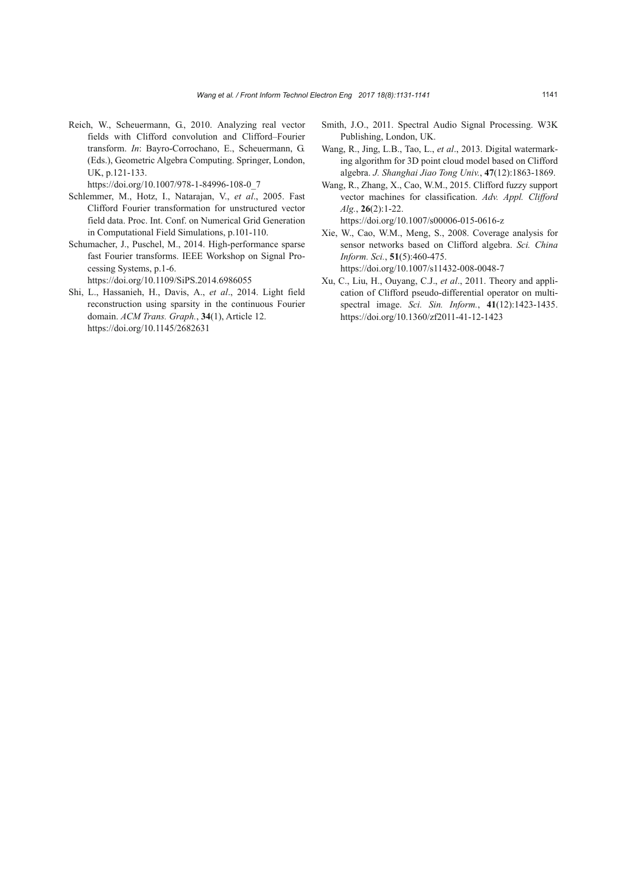Reich, W., Scheuermann, G., 2010. Analyzing real vector fields with Clifford convolution and Clifford–Fourier transform. *In*: Bayro-Corrochano, E., Scheuermann, G. (Eds.), Geometric Algebra Computing. Springer, London, UK, p.121-133. https://doi.org/10.1007/978-1-84996-108-0_7

Schlemmer, M., Hotz, I., Natarajan, V., *et al*., 2005. Fast Clifford Fourier transformation for unstructured vector field data. Proc. Int. Conf. on Numerical Grid Generation in Computational Field Simulations, p.101-110.

Schumacher, J., Puschel, M., 2014. High-performance sparse fast Fourier transforms. IEEE Workshop on Signal Processing Systems, p.1-6. https://doi.org/10.1109/SiPS.2014.6986055

Shi, L., Hassanieh, H., Davis, A., *et al*., 2014. Light field reconstruction using sparsity in the continuous Fourier domain. *ACM Trans. Graph.*, **34**(1), Article 12. https://doi.org/10.1145/2682631

Smith, J.O., 2011. Spectral Audio Signal Processing. W3K Publishing, London, UK.

Wang, R., Jing, L.B., Tao, L., *et al*., 2013. Digital watermarking algorithm for 3D point cloud model based on Clifford algebra. *J. Shanghai Jiao Tong Univ.*, **47**(12):1863-1869.

Wang, R., Zhang, X., Cao, W.M., 2015. Clifford fuzzy support vector machines for classification. *Adv. Appl. Clifford Alg.*, **26**(2):1-22. https://doi.org/10.1007/s00006-015-0616-z

Xie, W., Cao, W.M., Meng, S., 2008. Coverage analysis for sensor networks based on Clifford algebra. *Sci. China Inform. Sci.*, **51**(5):460-475. https://doi.org/10.1007/s11432-008-0048-7

Xu, C., Liu, H., Ouyang, C.J., *et al*., 2011. Theory and application of Clifford pseudo-differential operator on multispectral image. *Sci. Sin. Inform.*, **41**(12):1423-1435. https://doi.org/10.1360/zf2011-41-12-1423